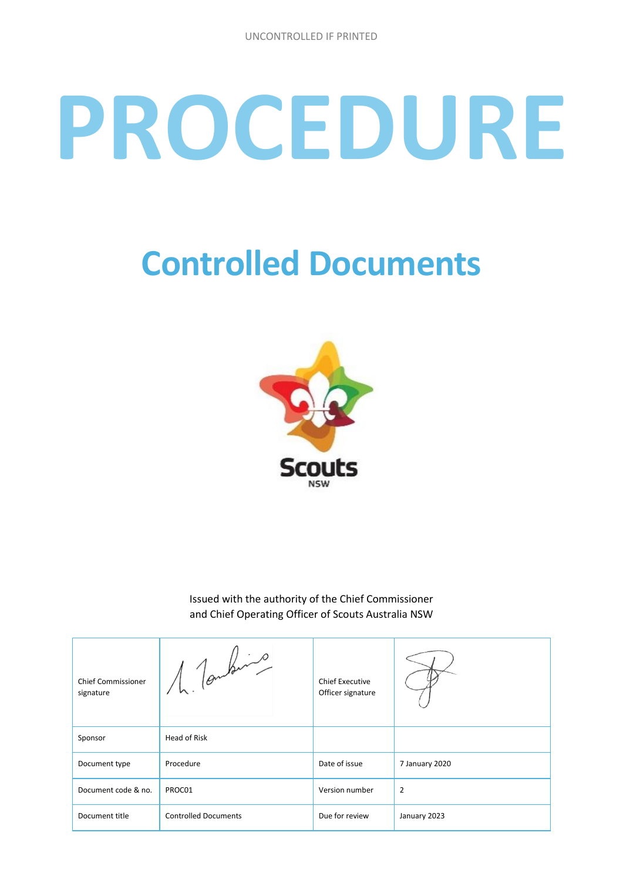UNCONTROLLED IF PRINTED

# PROCEDURE

# Controlled Documents

Issued with the authority of the Chief Commissioner
and Chief Operating Officer of Scouts Australia NSW

| Chief Commissioner signature | | Chief Executive Officer signature | |
|---|---|---|---|
| Sponsor | Head of Risk | | |
| Document type | Procedure | Date of issue | 7 January 2020 |
| Document code & no. | PROC01 | Version number | 2 |
| Document title | Controlled Documents | Due for review | January 2023 |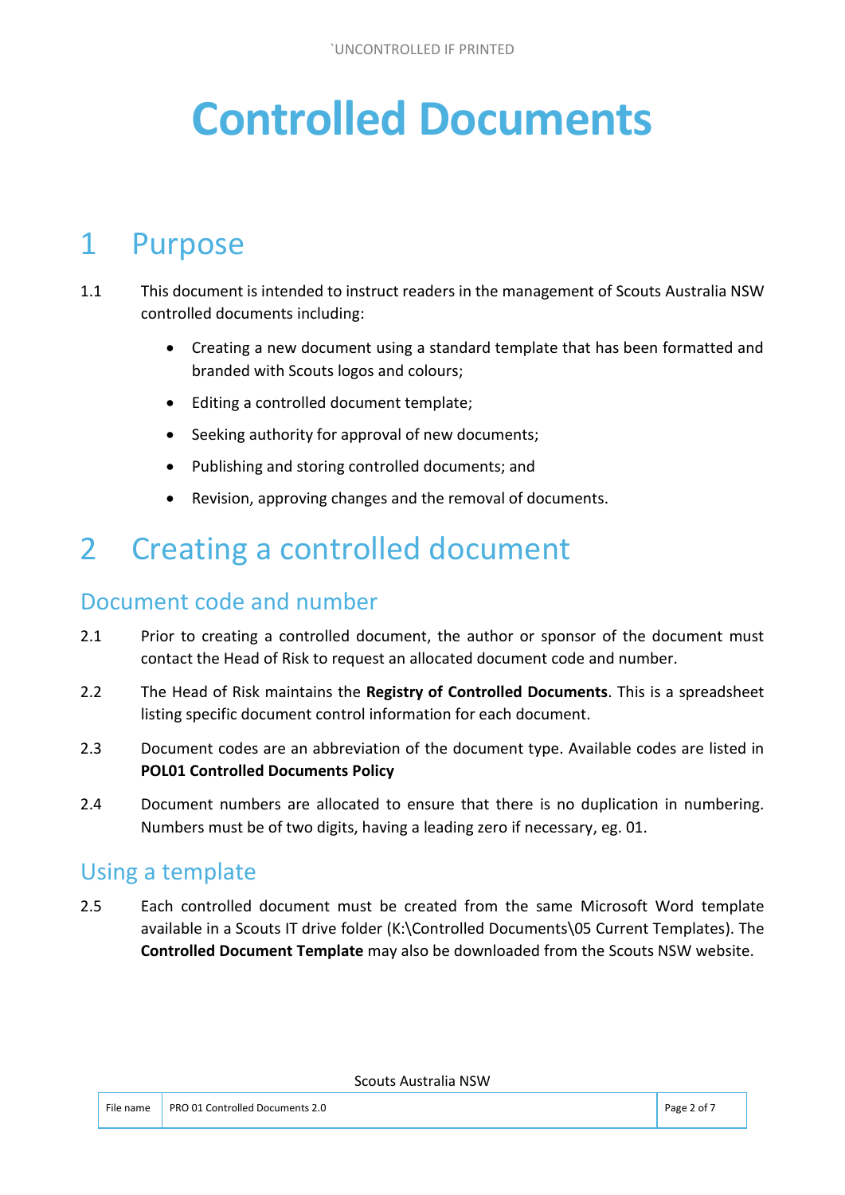# Controlled Documents

## 1 Purpose

1.1 This document is intended to instruct readers in the management of Scouts Australia NSW controlled documents including:

- Creating a new document using a standard template that has been formatted and branded with Scouts logos and colours;
- Editing a controlled document template;
- Seeking authority for approval of new documents;
- Publishing and storing controlled documents; and
- Revision, approving changes and the removal of documents.

## 2 Creating a controlled document

### Document code and number

2.1 Prior to creating a controlled document, the author or sponsor of the document must contact the Head of Risk to request an allocated document code and number.

2.2 The Head of Risk maintains the **Registry of Controlled Documents**. This is a spreadsheet listing specific document control information for each document.

2.3 Document codes are an abbreviation of the document type. Available codes are listed in **POL01 Controlled Documents Policy**

2.4 Document numbers are allocated to ensure that there is no duplication in numbering. Numbers must be of two digits, having a leading zero if necessary, eg. 01.

### Using a template

2.5 Each controlled document must be created from the same Microsoft Word template available in a Scouts IT drive folder (K:\Controlled Documents\05 Current Templates). The **Controlled Document Template** may also be downloaded from the Scouts NSW website.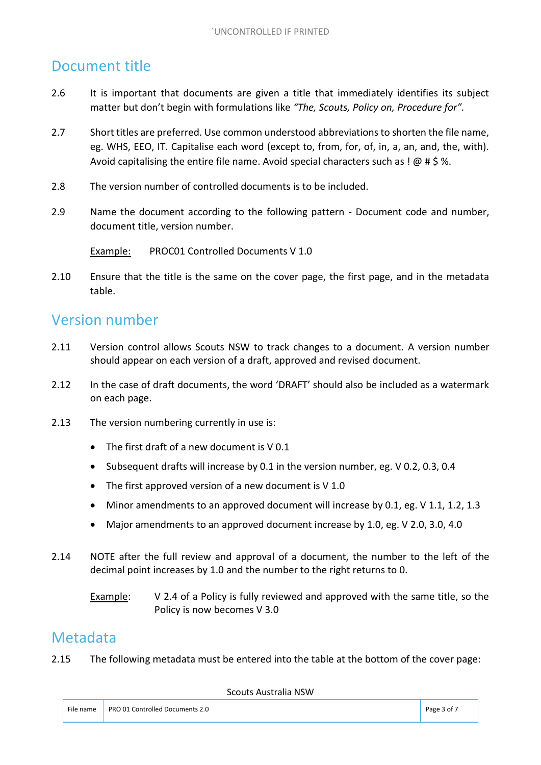## Document title

2.6 It is important that documents are given a title that immediately identifies its subject matter but don't begin with formulations like *"The, Scouts, Policy on, Procedure for"*.

2.7 Short titles are preferred. Use common understood abbreviations to shorten the file name, eg. WHS, EEO, IT. Capitalise each word (except to, from, for, of, in, a, an, and, the, with). Avoid capitalising the entire file name. Avoid special characters such as ! @ # $ %.

2.8 The version number of controlled documents is to be included.

2.9 Name the document according to the following pattern - Document code and number, document title, version number.

<u>Example:</u> PROC01 Controlled Documents V 1.0

2.10 Ensure that the title is the same on the cover page, the first page, and in the metadata table.

## Version number

2.11 Version control allows Scouts NSW to track changes to a document. A version number should appear on each version of a draft, approved and revised document.

2.12 In the case of draft documents, the word 'DRAFT' should also be included as a watermark on each page.

2.13 The version numbering currently in use is:

- The first draft of a new document is V 0.1
- Subsequent drafts will increase by 0.1 in the version number, eg. V 0.2, 0.3, 0.4
- The first approved version of a new document is V 1.0
- Minor amendments to an approved document will increase by 0.1, eg. V 1.1, 1.2, 1.3
- Major amendments to an approved document increase by 1.0, eg. V 2.0, 3.0, 4.0

2.14 NOTE after the full review and approval of a document, the number to the left of the decimal point increases by 1.0 and the number to the right returns to 0.

<u>Example</u>: V 2.4 of a Policy is fully reviewed and approved with the same title, so the Policy is now becomes V 3.0

## Metadata

2.15 The following metadata must be entered into the table at the bottom of the cover page: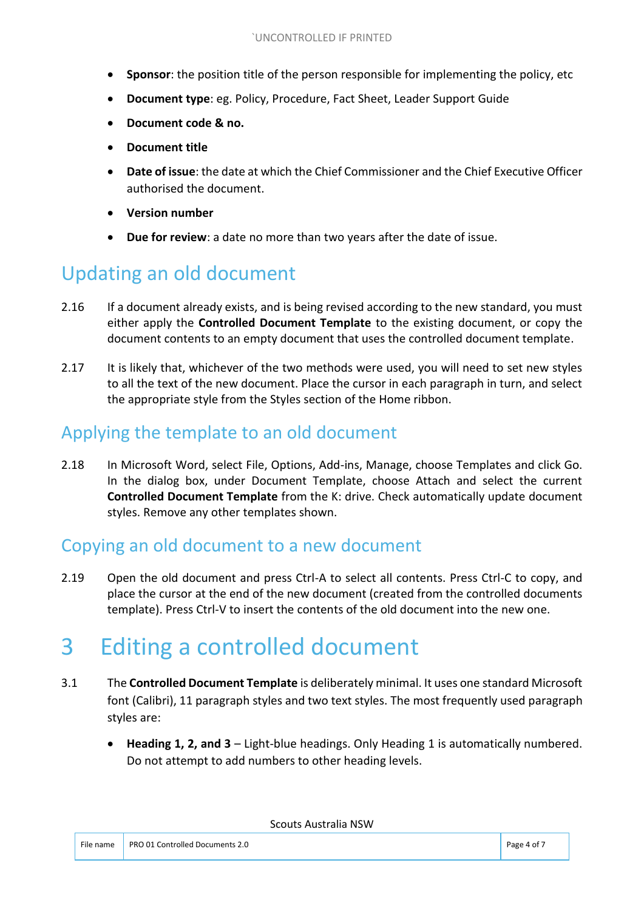- **Sponsor**: the position title of the person responsible for implementing the policy, etc
- **Document type**: eg. Policy, Procedure, Fact Sheet, Leader Support Guide
- **Document code & no.**
- **Document title**
- **Date of issue**: the date at which the Chief Commissioner and the Chief Executive Officer authorised the document.
- **Version number**
- **Due for review**: a date no more than two years after the date of issue.

## Updating an old document

2.16 If a document already exists, and is being revised according to the new standard, you must either apply the **Controlled Document Template** to the existing document, or copy the document contents to an empty document that uses the controlled document template.

2.17 It is likely that, whichever of the two methods were used, you will need to set new styles to all the text of the new document. Place the cursor in each paragraph in turn, and select the appropriate style from the Styles section of the Home ribbon.

## Applying the template to an old document

2.18 In Microsoft Word, select File, Options, Add-ins, Manage, choose Templates and click Go. In the dialog box, under Document Template, choose Attach and select the current **Controlled Document Template** from the K: drive. Check automatically update document styles. Remove any other templates shown.

## Copying an old document to a new document

2.19 Open the old document and press Ctrl-A to select all contents. Press Ctrl-C to copy, and place the cursor at the end of the new document (created from the controlled documents template). Press Ctrl-V to insert the contents of the old document into the new one.

# 3 Editing a controlled document

3.1 The **Controlled Document Template** is deliberately minimal. It uses one standard Microsoft font (Calibri), 11 paragraph styles and two text styles. The most frequently used paragraph styles are:

- **Heading 1, 2, and 3** – Light-blue headings. Only Heading 1 is automatically numbered. Do not attempt to add numbers to other heading levels.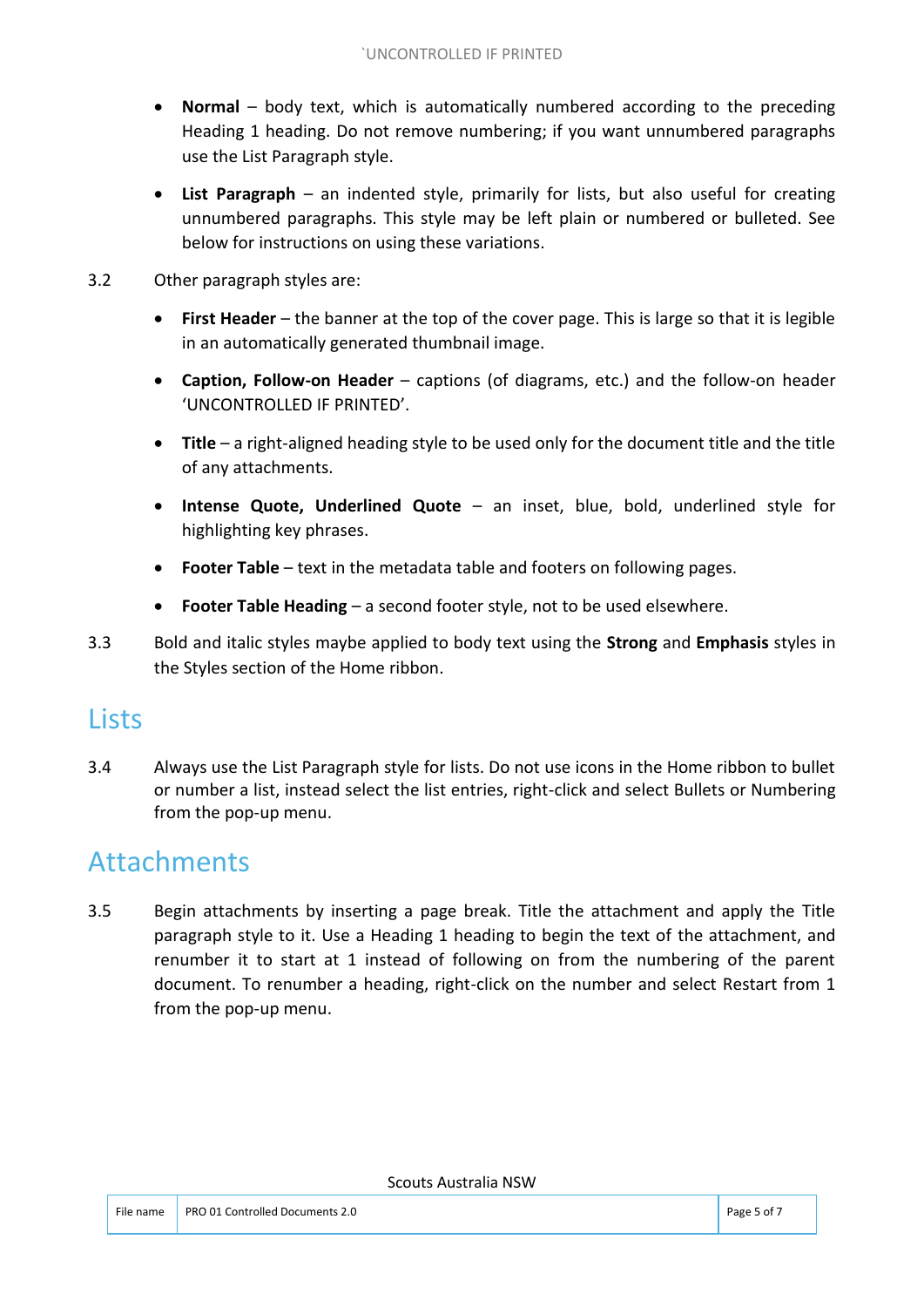- **Normal** – body text, which is automatically numbered according to the preceding Heading 1 heading. Do not remove numbering; if you want unnumbered paragraphs use the List Paragraph style.
- **List Paragraph** – an indented style, primarily for lists, but also useful for creating unnumbered paragraphs. This style may be left plain or numbered or bulleted. See below for instructions on using these variations.

3.2 Other paragraph styles are:

- **First Header** – the banner at the top of the cover page. This is large so that it is legible in an automatically generated thumbnail image.
- **Caption, Follow-on Header** – captions (of diagrams, etc.) and the follow-on header 'UNCONTROLLED IF PRINTED'.
- **Title** – a right-aligned heading style to be used only for the document title and the title of any attachments.
- **Intense Quote, Underlined Quote** – an inset, blue, bold, underlined style for highlighting key phrases.
- **Footer Table** – text in the metadata table and footers on following pages.
- **Footer Table Heading** – a second footer style, not to be used elsewhere.

3.3 Bold and italic styles maybe applied to body text using the **Strong** and **Emphasis** styles in the Styles section of the Home ribbon.

## Lists

3.4 Always use the List Paragraph style for lists. Do not use icons in the Home ribbon to bullet or number a list, instead select the list entries, right-click and select Bullets or Numbering from the pop-up menu.

## Attachments

3.5 Begin attachments by inserting a page break. Title the attachment and apply the Title paragraph style to it. Use a Heading 1 heading to begin the text of the attachment, and renumber it to start at 1 instead of following on from the numbering of the parent document. To renumber a heading, right-click on the number and select Restart from 1 from the pop-up menu.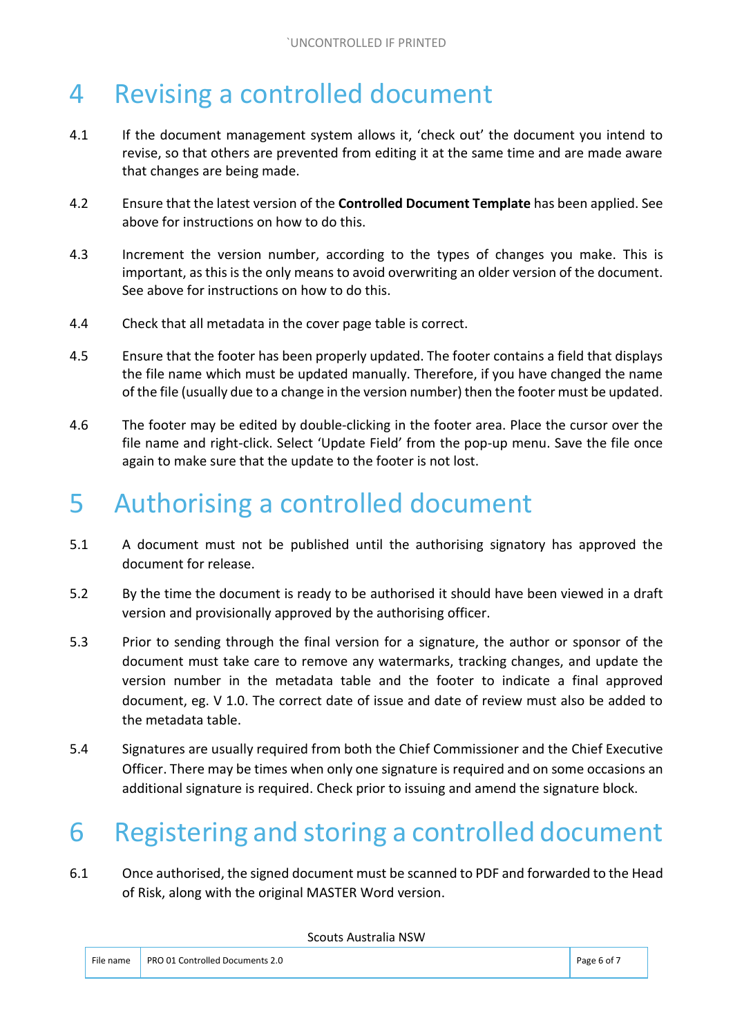# 4 Revising a controlled document

4.1 If the document management system allows it, 'check out' the document you intend to revise, so that others are prevented from editing it at the same time and are made aware that changes are being made.

4.2 Ensure that the latest version of the **Controlled Document Template** has been applied. See above for instructions on how to do this.

4.3 Increment the version number, according to the types of changes you make. This is important, as this is the only means to avoid overwriting an older version of the document. See above for instructions on how to do this.

4.4 Check that all metadata in the cover page table is correct.

4.5 Ensure that the footer has been properly updated. The footer contains a field that displays the file name which must be updated manually. Therefore, if you have changed the name of the file (usually due to a change in the version number) then the footer must be updated.

4.6 The footer may be edited by double-clicking in the footer area. Place the cursor over the file name and right-click. Select 'Update Field' from the pop-up menu. Save the file once again to make sure that the update to the footer is not lost.

# 5 Authorising a controlled document

5.1 A document must not be published until the authorising signatory has approved the document for release.

5.2 By the time the document is ready to be authorised it should have been viewed in a draft version and provisionally approved by the authorising officer.

5.3 Prior to sending through the final version for a signature, the author or sponsor of the document must take care to remove any watermarks, tracking changes, and update the version number in the metadata table and the footer to indicate a final approved document, eg. V 1.0. The correct date of issue and date of review must also be added to the metadata table.

5.4 Signatures are usually required from both the Chief Commissioner and the Chief Executive Officer. There may be times when only one signature is required and on some occasions an additional signature is required. Check prior to issuing and amend the signature block.

# 6 Registering and storing a controlled document

6.1 Once authorised, the signed document must be scanned to PDF and forwarded to the Head of Risk, along with the original MASTER Word version.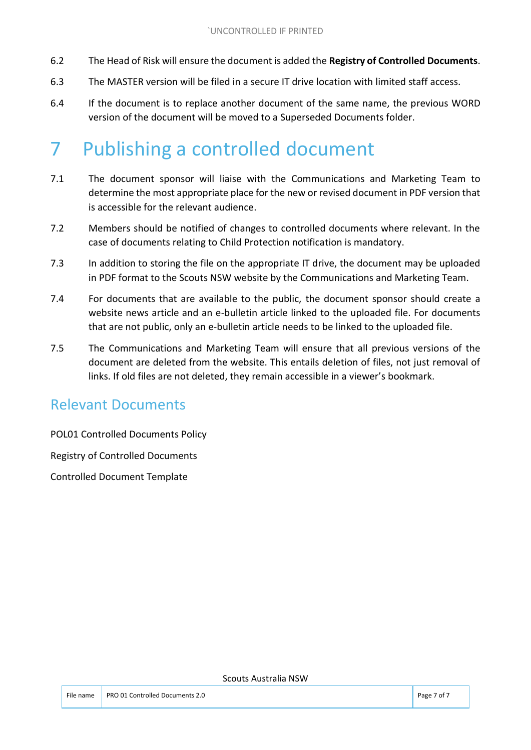6.2 The Head of Risk will ensure the document is added the **Registry of Controlled Documents**.

6.3 The MASTER version will be filed in a secure IT drive location with limited staff access.

6.4 If the document is to replace another document of the same name, the previous WORD version of the document will be moved to a Superseded Documents folder.

# 7 Publishing a controlled document

7.1 The document sponsor will liaise with the Communications and Marketing Team to determine the most appropriate place for the new or revised document in PDF version that is accessible for the relevant audience.

7.2 Members should be notified of changes to controlled documents where relevant. In the case of documents relating to Child Protection notification is mandatory.

7.3 In addition to storing the file on the appropriate IT drive, the document may be uploaded in PDF format to the Scouts NSW website by the Communications and Marketing Team.

7.4 For documents that are available to the public, the document sponsor should create a website news article and an e-bulletin article linked to the uploaded file. For documents that are not public, only an e-bulletin article needs to be linked to the uploaded file.

7.5 The Communications and Marketing Team will ensure that all previous versions of the document are deleted from the website. This entails deletion of files, not just removal of links. If old files are not deleted, they remain accessible in a viewer's bookmark.

## Relevant Documents

POL01 Controlled Documents Policy

Registry of Controlled Documents

Controlled Document Template